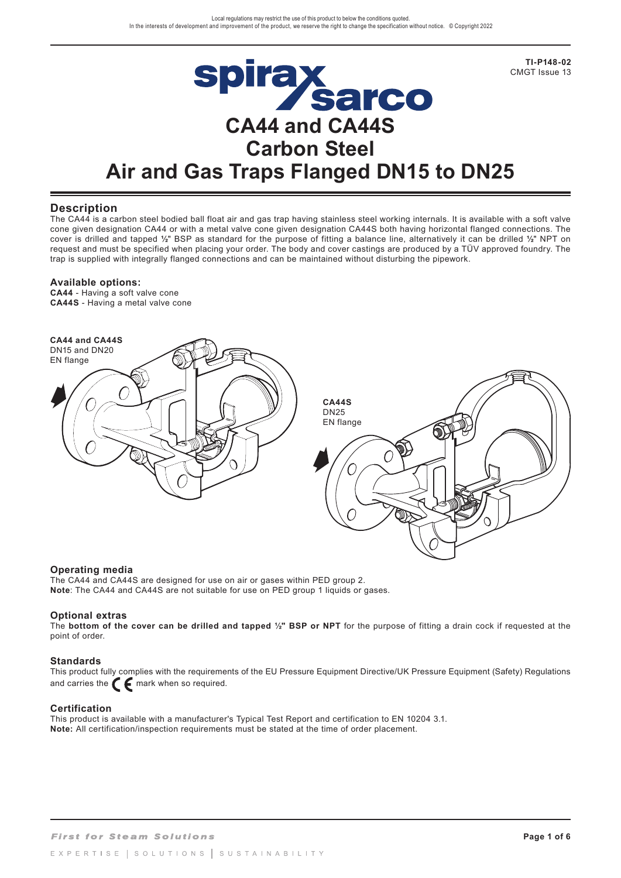Local regulations may restrict the use of this product to below the conditions quoted.
In the interests of development and improvement of the product, we reserve the right to change the specification without notice. © Copyright 2022

**TI-P148-02**
CMGT Issue 13

# CA44 and CA44S Carbon Steel Air and Gas Traps Flanged DN15 to DN25

## Description

The CA44 is a carbon steel bodied ball float air and gas trap having stainless steel working internals. It is available with a soft valve cone given designation CA44 or with a metal valve cone given designation CA44S both having horizontal flanged connections. The cover is drilled and tapped ½" BSP as standard for the purpose of fitting a balance line, alternatively it can be drilled ½" NPT on request and must be specified when placing your order. The body and cover castings are produced by a TÜV approved foundry. The trap is supplied with integrally flanged connections and can be maintained without disturbing the pipework.

### Available options:

**CA44** - Having a soft valve cone
**CA44S** - Having a metal valve cone

**CA44 and CA44S**
DN15 and DN20
EN flange

**CA44S**
DN25
EN flange

## Operating media

The CA44 and CA44S are designed for use on air or gases within PED group 2.
**Note**: The CA44 and CA44S are not suitable for use on PED group 1 liquids or gases.

## Optional extras

The **bottom of the cover can be drilled and tapped ½" BSP or NPT** for the purpose of fitting a drain cock if requested at the point of order.

## Standards

This product fully complies with the requirements of the EU Pressure Equipment Directive/UK Pressure Equipment (Safety) Regulations and carries the CE mark when so required.

## Certification

This product is available with a manufacturer's Typical Test Report and certification to EN 10204 3.1.
**Note:** All certification/inspection requirements must be stated at the time of order placement.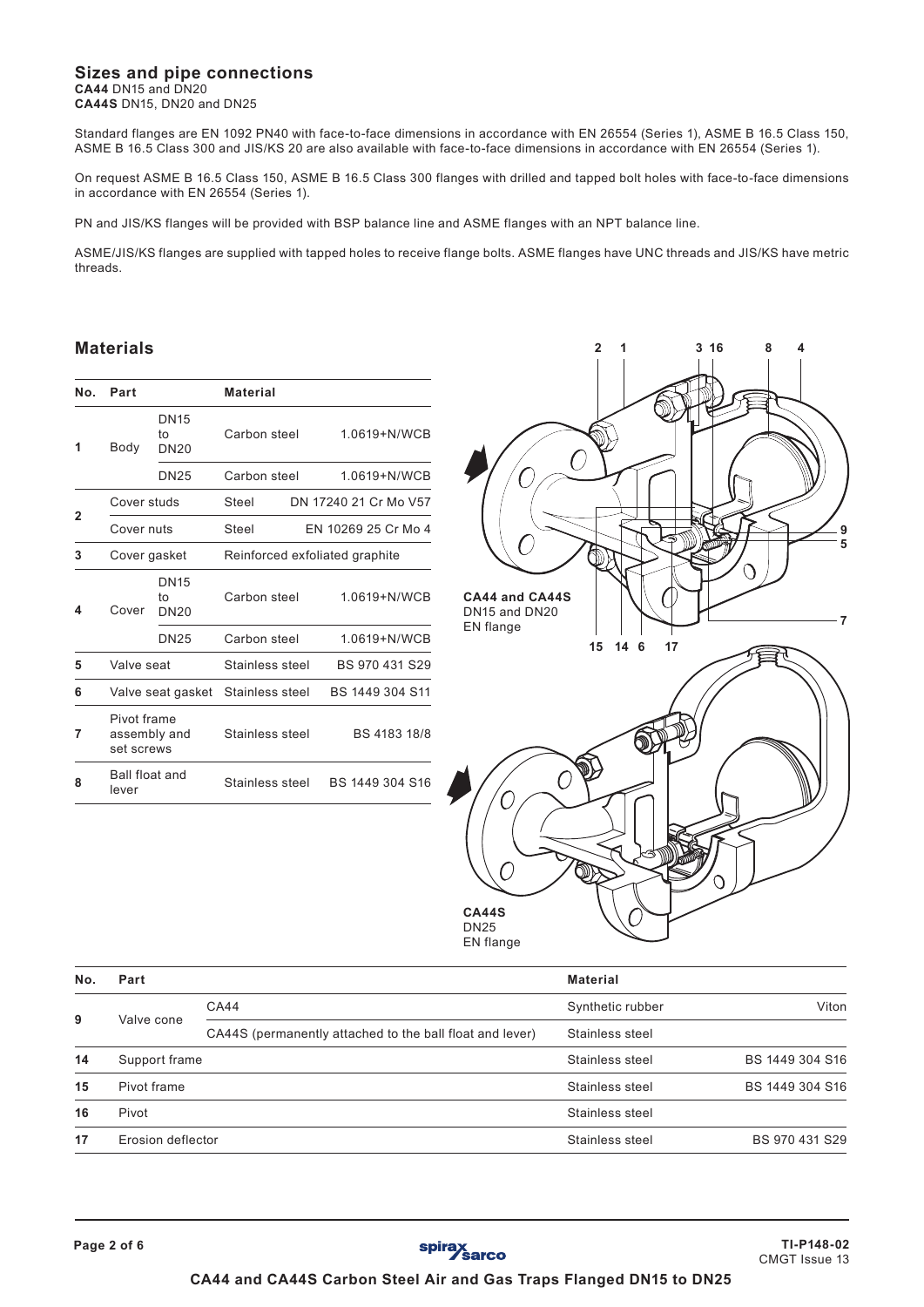## Sizes and pipe connections

**CA44** DN15 and DN20
**CA44S** DN15, DN20 and DN25

Standard flanges are EN 1092 PN40 with face-to-face dimensions in accordance with EN 26554 (Series 1), ASME B 16.5 Class 150, ASME B 16.5 Class 300 and JIS/KS 20 are also available with face-to-face dimensions in accordance with EN 26554 (Series 1).

On request ASME B 16.5 Class 150, ASME B 16.5 Class 300 flanges with drilled and tapped bolt holes with face-to-face dimensions in accordance with EN 26554 (Series 1).

PN and JIS/KS flanges will be provided with BSP balance line and ASME flanges with an NPT balance line.

ASME/JIS/KS flanges are supplied with tapped holes to receive flange bolts. ASME flanges have UNC threads and JIS/KS have metric threads.

## Materials

| No. | Part | | Material | |
|---|---|---|---|---|
| 1 | Body | DN15 to DN20 | Carbon steel | 1.0619+N/WCB |
| | | DN25 | Carbon steel | 1.0619+N/WCB |
| 2 | Cover studs | | Steel | DN 17240 21 Cr Mo V57 |
| | Cover nuts | | Steel | EN 10269 25 Cr Mo 4 |
| 3 | Cover gasket | | Reinforced exfoliated graphite | |
| 4 | Cover | DN15 to DN20 | Carbon steel | 1.0619+N/WCB |
| | | DN25 | Carbon steel | 1.0619+N/WCB |
| 5 | Valve seat | | Stainless steel | BS 970 431 S29 |
| 6 | Valve seat gasket | | Stainless steel | BS 1449 304 S11 |
| 7 | Pivot frame assembly and set screws | | Stainless steel | BS 4183 18/8 |
| 8 | Ball float and lever | | Stainless steel | BS 1449 304 S16 |

CA44 and CA44S
DN15 and DN20
EN flange

CA44S
DN25
EN flange

| No. | Part | | Material | |
|---|---|---|---|---|
| 9 | Valve cone | CA44 | Synthetic rubber | Viton |
| | | CA44S (permanently attached to the ball float and lever) | Stainless steel | |
| 14 | Support frame | | Stainless steel | BS 1449 304 S16 |
| 15 | Pivot frame | | Stainless steel | BS 1449 304 S16 |
| 16 | Pivot | | Stainless steel | |
| 17 | Erosion deflector | | Stainless steel | BS 970 431 S29 |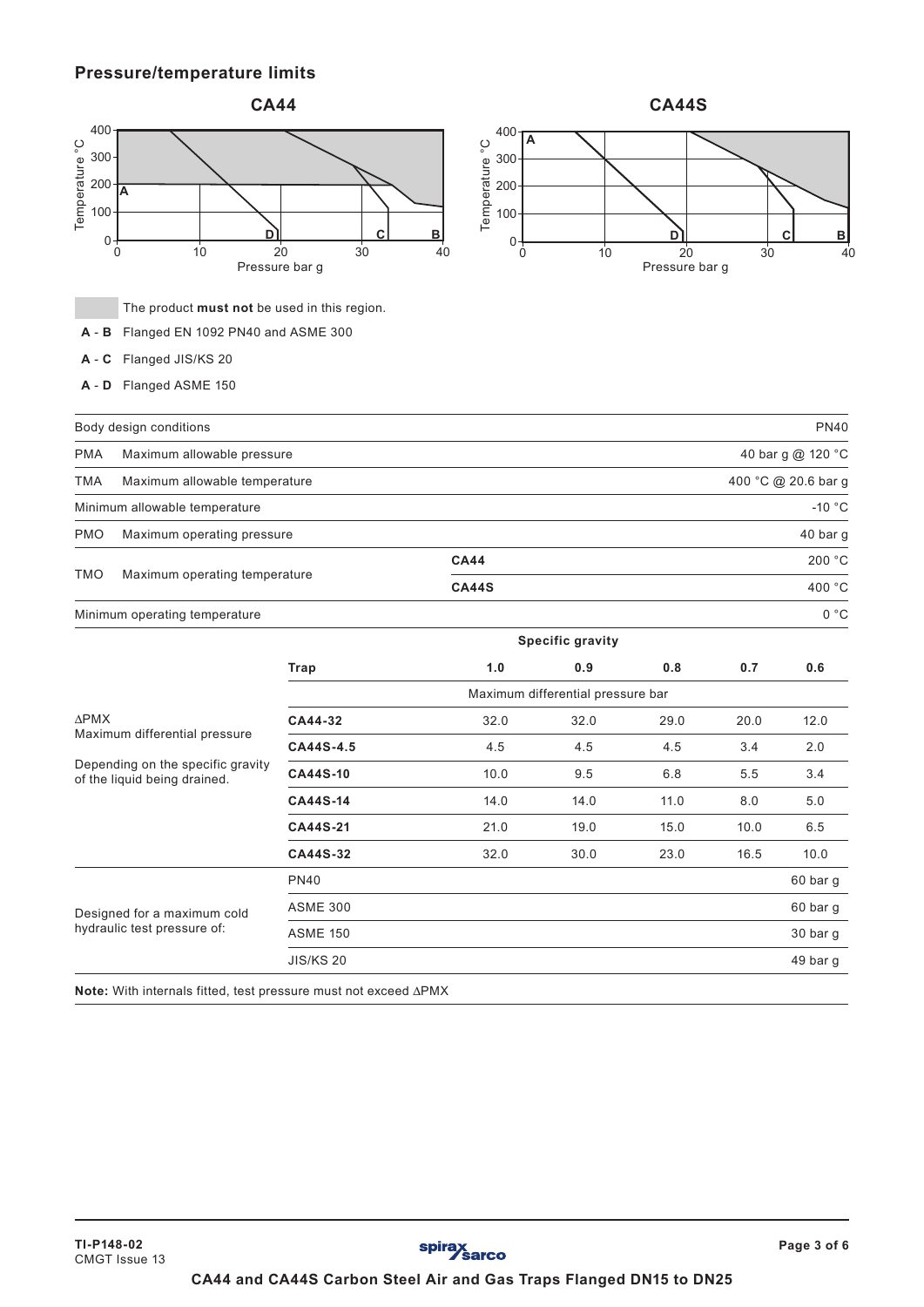## Pressure/temperature limits

**CA44**

**CA44S**

The product **must not** be used in this region.

**A** - **B** Flanged EN 1092 PN40 and ASME 300

**A** - **C** Flanged JIS/KS 20

**A** - **D** Flanged ASME 150

| Body design conditions | | | | | | PN40 |
|---|---|---|---|---|---|---|
| PMA Maximum allowable pressure | | | | | | 40 bar g @ 120 °C |
| TMA Maximum allowable temperature | | | | | | 400 °C @ 20.6 bar g |
| Minimum allowable temperature | | | | | | -10 °C |
| PMO Maximum operating pressure | | | | | | 40 bar g |
| TMO Maximum operating temperature | | CA44 | | | | 200 °C |
| | | CA44S | | | | 400 °C |
| Minimum operating temperature | | | | | | 0 °C |

| | | Specific gravity | | | | |
|---|---|---|---|---|---|---|
| | **Trap** | **1.0** | **0.9** | **0.8** | **0.7** | **0.6** |
| | | Maximum differential pressure bar | | | | |
| ΔPMX Maximum differential pressure | **CA44-32** | 32.0 | 32.0 | 29.0 | 20.0 | 12.0 |
| | **CA44S-4.5** | 4.5 | 4.5 | 4.5 | 3.4 | 2.0 |
| Depending on the specific gravity of the liquid being drained. | **CA44S-10** | 10.0 | 9.5 | 6.8 | 5.5 | 3.4 |
| | **CA44S-14** | 14.0 | 14.0 | 11.0 | 8.0 | 5.0 |
| | **CA44S-21** | 21.0 | 19.0 | 15.0 | 10.0 | 6.5 |
| | **CA44S-32** | 32.0 | 30.0 | 23.0 | 16.5 | 10.0 |
| Designed for a maximum cold hydraulic test pressure of: | PN40 | | | | | 60 bar g |
| | ASME 300 | | | | | 60 bar g |
| | ASME 150 | | | | | 30 bar g |
| | JIS/KS 20 | | | | | 49 bar g |

**Note:** With internals fitted, test pressure must not exceed ΔPMX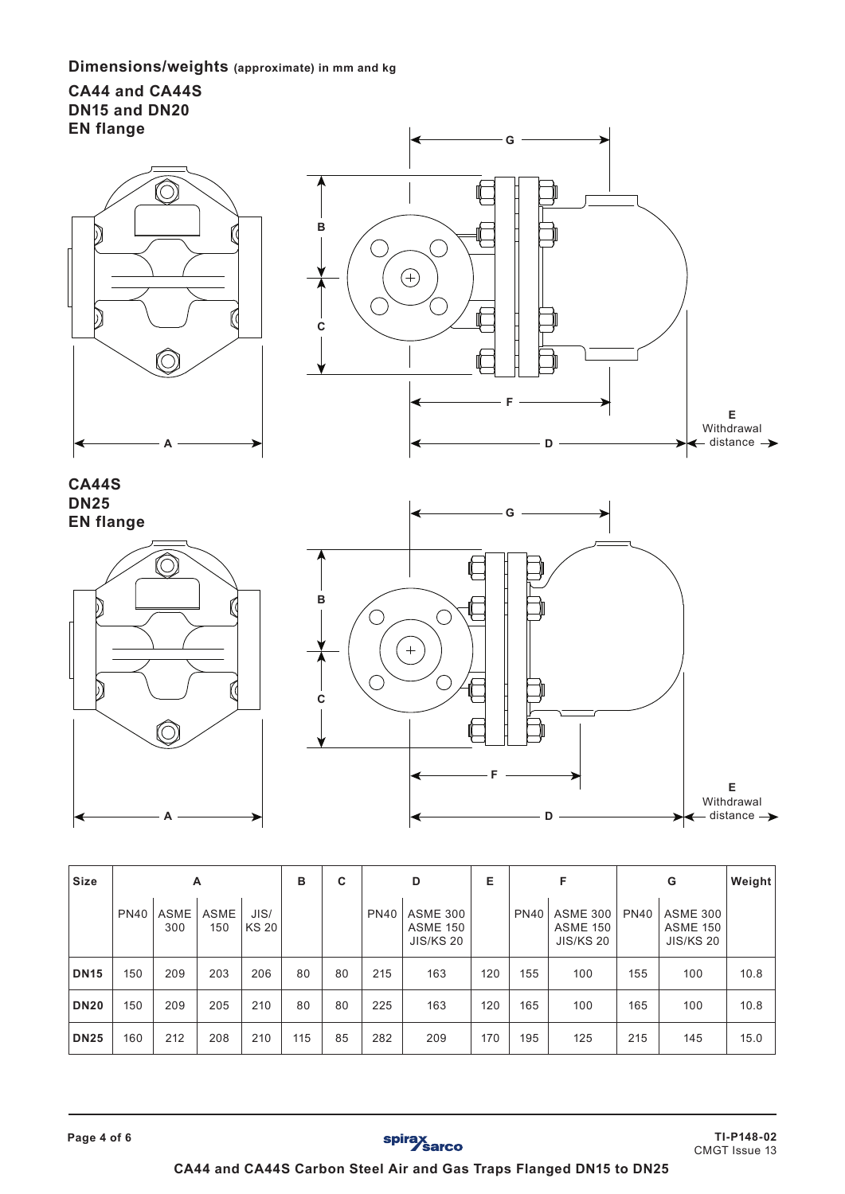## Dimensions/weights (approximate) in mm and kg

### CA44 and CA44S DN15 and DN20 EN flange

### CA44S DN25 EN flange

| Size | A | | | | B | C | D | | E | F | | G | | Weight |
|---|---|---|---|---|---|---|---|---|---|---|---|---|---|---|
| | PN40 | ASME 300 | ASME 150 | JIS/ KS 20 | | | PN40 | ASME 300 ASME 150 JIS/KS 20 | | PN40 | ASME 300 ASME 150 JIS/KS 20 | PN40 | ASME 300 ASME 150 JIS/KS 20 | |
| **DN15** | 150 | 209 | 203 | 206 | 80 | 80 | 215 | 163 | 120 | 155 | 100 | 155 | 100 | 10.8 |
| **DN20** | 150 | 209 | 205 | 210 | 80 | 80 | 225 | 163 | 120 | 165 | 100 | 165 | 100 | 10.8 |
| **DN25** | 160 | 212 | 208 | 210 | 115 | 85 | 282 | 209 | 170 | 195 | 125 | 215 | 145 | 15.0 |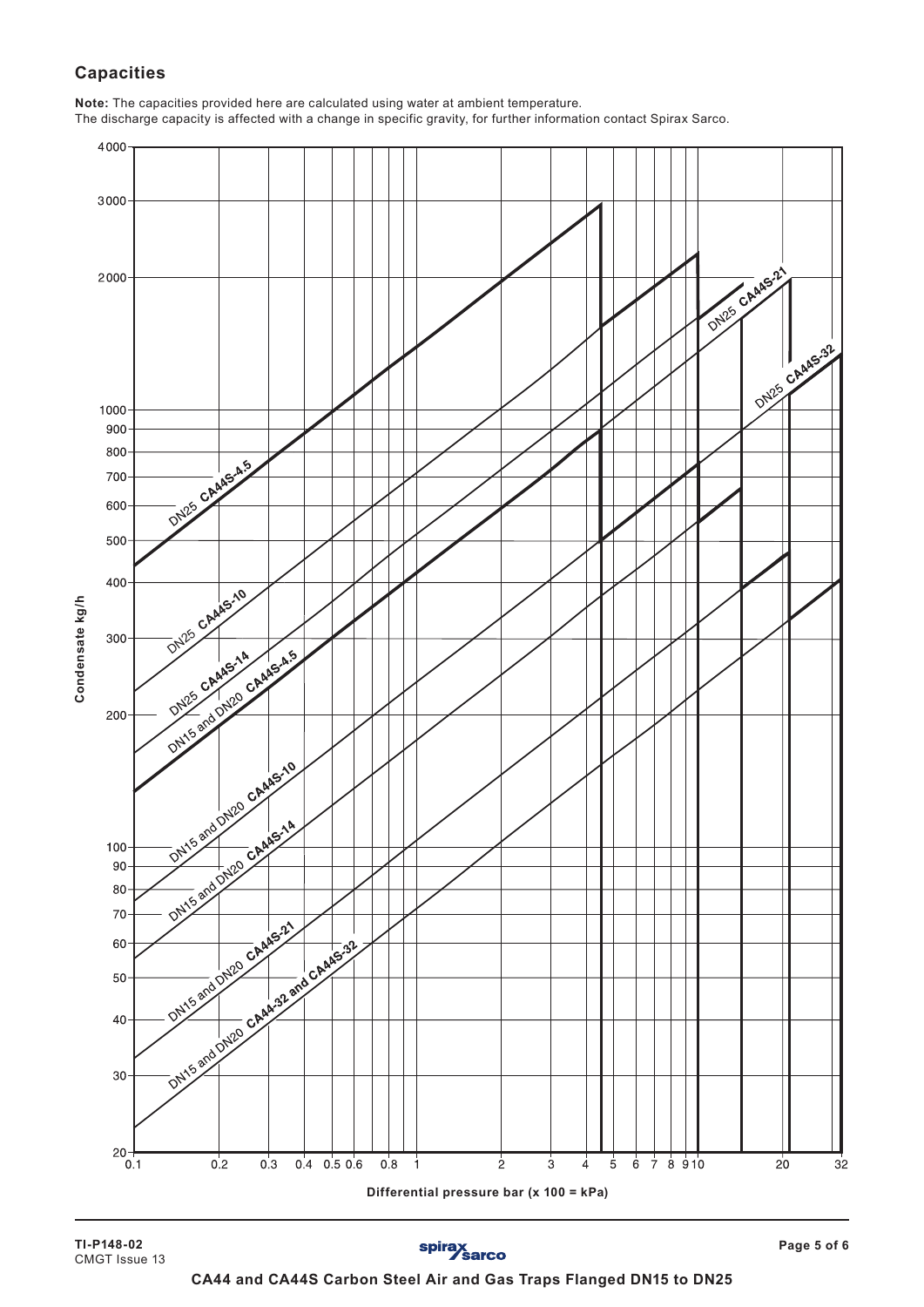## Capacities

**Note:** The capacities provided here are calculated using water at ambient temperature.
The discharge capacity is affected with a change in specific gravity, for further information contact Spirax Sarco.

Condensate kg/h

Differential pressure bar (x 100 = kPa)

DN25 **CA44S-4.5**
DN25 **CA44S-10**
DN25 **CA44S-14**
DN25 **CA44S-21**
DN25 **CA44S-32**
DN15 and DN20 **CA44S-4.5**
DN15 and DN20 **CA44S-10**
DN15 and DN20 **CA44S-14**
DN15 and DN20 **CA44S-21**
DN15 and DN20 **CA44-32 and CA44S-32**

**CA44 and CA44S Carbon Steel Air and Gas Traps Flanged DN15 to DN25**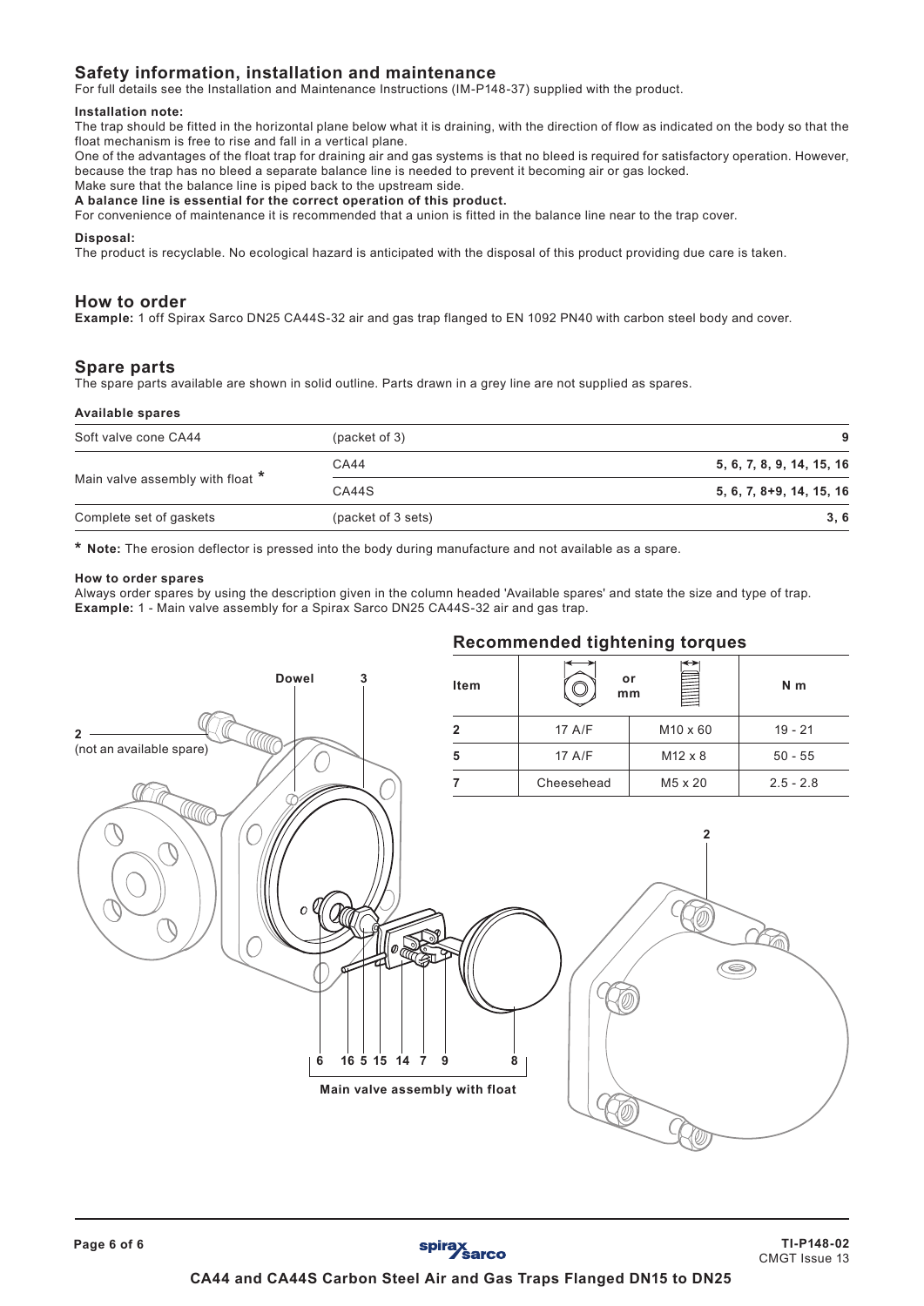## Safety information, installation and maintenance

For full details see the Installation and Maintenance Instructions (IM-P148-37) supplied with the product.

**Installation note:**

The trap should be fitted in the horizontal plane below what it is draining, with the direction of flow as indicated on the body so that the float mechanism is free to rise and fall in a vertical plane.

One of the advantages of the float trap for draining air and gas systems is that no bleed is required for satisfactory operation. However, because the trap has no bleed a separate balance line is needed to prevent it becoming air or gas locked.

Make sure that the balance line is piped back to the upstream side.

**A balance line is essential for the correct operation of this product.**

For convenience of maintenance it is recommended that a union is fitted in the balance line near to the trap cover.

**Disposal:**

The product is recyclable. No ecological hazard is anticipated with the disposal of this product providing due care is taken.

## How to order

**Example:** 1 off Spirax Sarco DN25 CA44S-32 air and gas trap flanged to EN 1092 PN40 with carbon steel body and cover.

## Spare parts

The spare parts available are shown in solid outline. Parts drawn in a grey line are not supplied as spares.

**Available spares**

| | | |
|---|---|---|
| Soft valve cone CA44 | (packet of 3) | **9** |
| Main valve assembly with float * | CA44 | **5, 6, 7, 8, 9, 14, 15, 16** |
| | CA44S | **5, 6, 7, 8+9, 14, 15, 16** |
| Complete set of gaskets | (packet of 3 sets) | **3, 6** |

**\* Note:** The erosion deflector is pressed into the body during manufacture and not available as a spare.

**How to order spares**

Always order spares by using the description given in the column headed 'Available spares' and state the size and type of trap.

**Example:** 1 - Main valve assembly for a Spirax Sarco DN25 CA44S-32 air and gas trap.

## Recommended tightening torques

| Item | | or mm | N m |
|---|---|---|---|
| **2** | 17 A/F | M10 x 60 | 19 - 21 |
| **5** | 17 A/F | M12 x 8 | 50 - 55 |
| **7** | Cheesehead | M5 x 20 | 2.5 - 2.8 |

Dowel

3

2 (not an available spare)

2

6 16 5 15 14 7 9 8

**Main valve assembly with float**